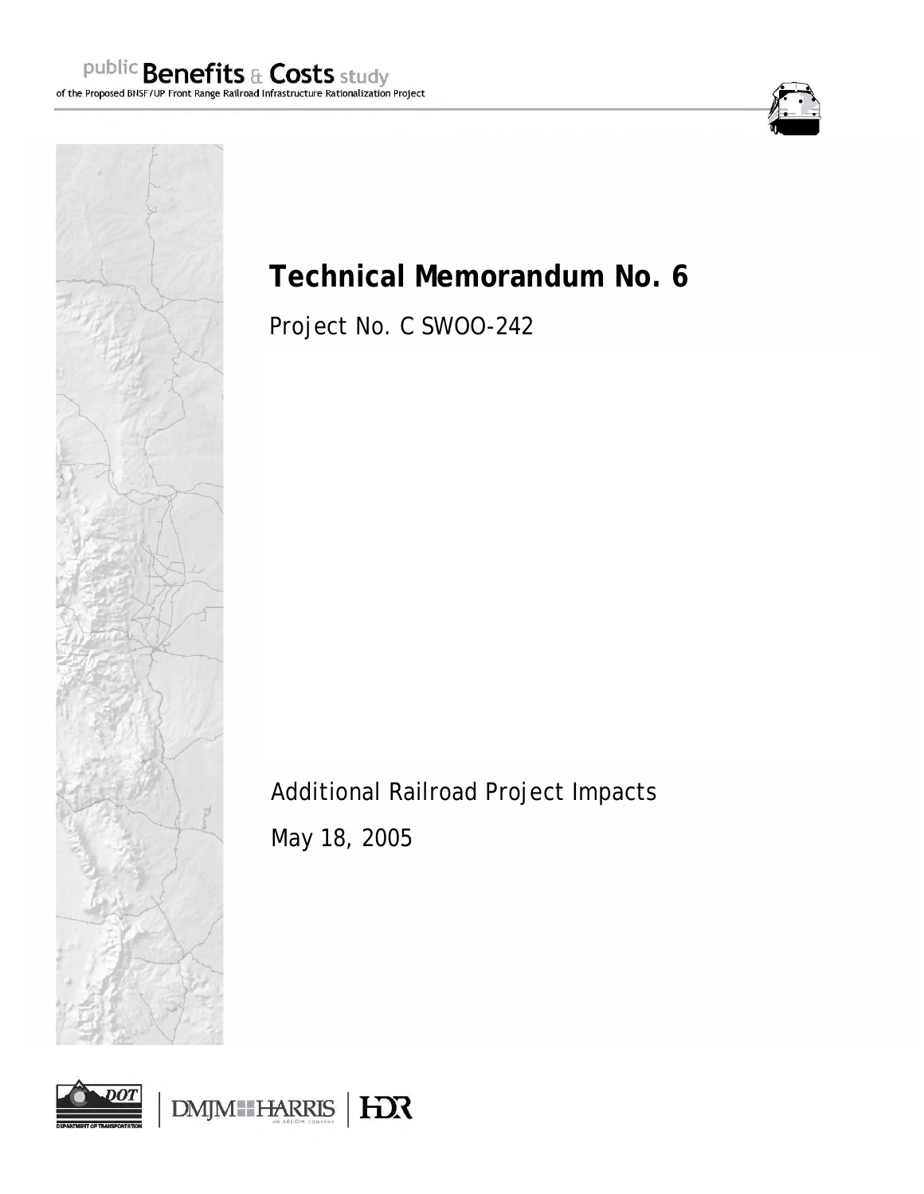public **Benefits** & **Costs** study

of the Proposed BNSF/UP Front Range Railroad Infrastructure Rationalization Project

# Technical Memorandum No. 6

Project No. C SWOO-242

Additional Railroad Project Impacts

May 18, 2005

DOT DEPARTMENT OF TRANSPORTATION | DMJM HARRIS AN AECOM COMPANY | HDR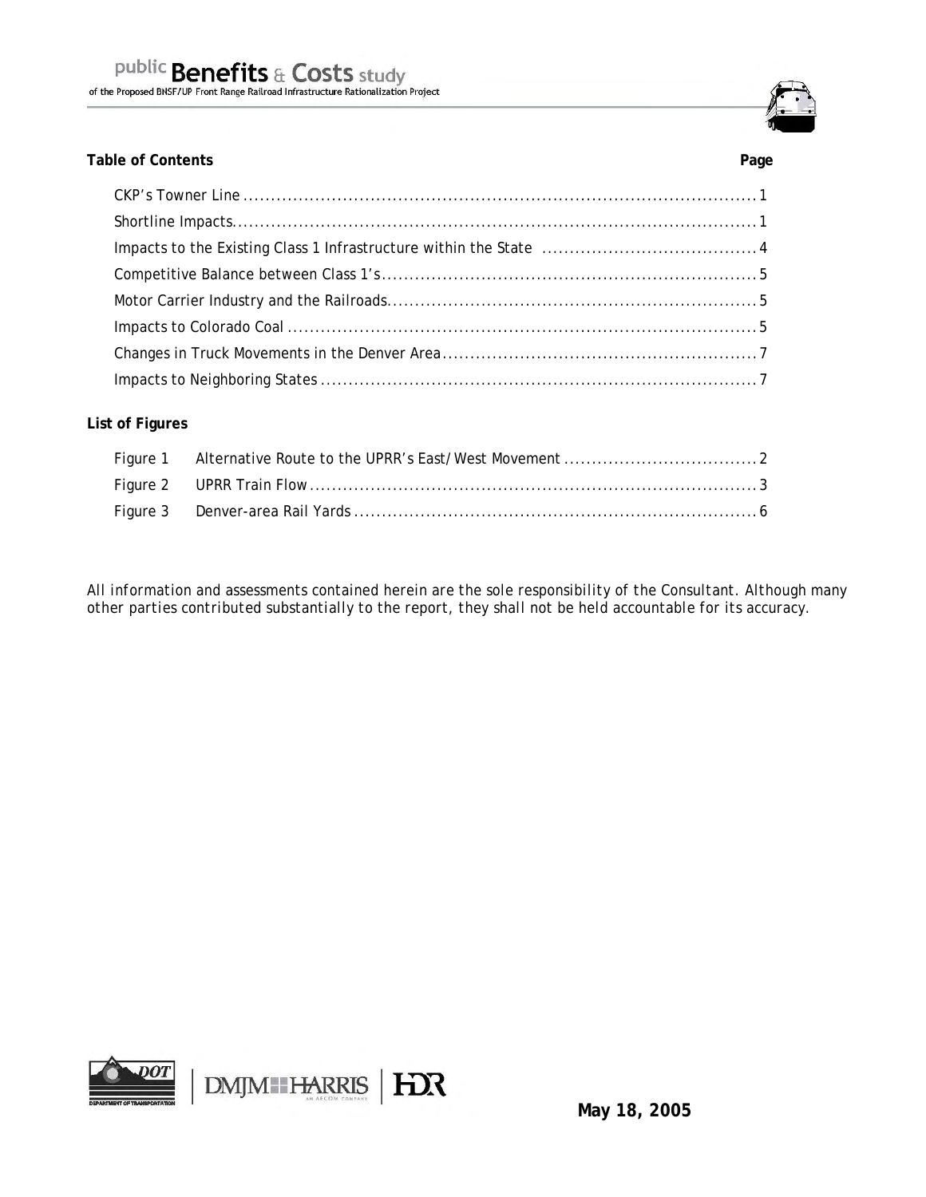**Table of Contents** **Page**

CKP's Towner Line .......... 1
Shortline Impacts .......... 1
Impacts to the Existing Class 1 Infrastructure within the State .......... 4
Competitive Balance between Class 1's .......... 5
Motor Carrier Industry and the Railroads .......... 5
Impacts to Colorado Coal .......... 5
Changes in Truck Movements in the Denver Area .......... 7
Impacts to Neighboring States .......... 7

**List of Figures**

Figure 1 Alternative Route to the UPRR's East/West Movement .......... 2
Figure 2 UPRR Train Flow .......... 3
Figure 3 Denver-area Rail Yards .......... 6

*All information and assessments contained herein are the sole responsibility of the Consultant. Although many other parties contributed substantially to the report, they shall not be held accountable for its accuracy.*

**May 18, 2005**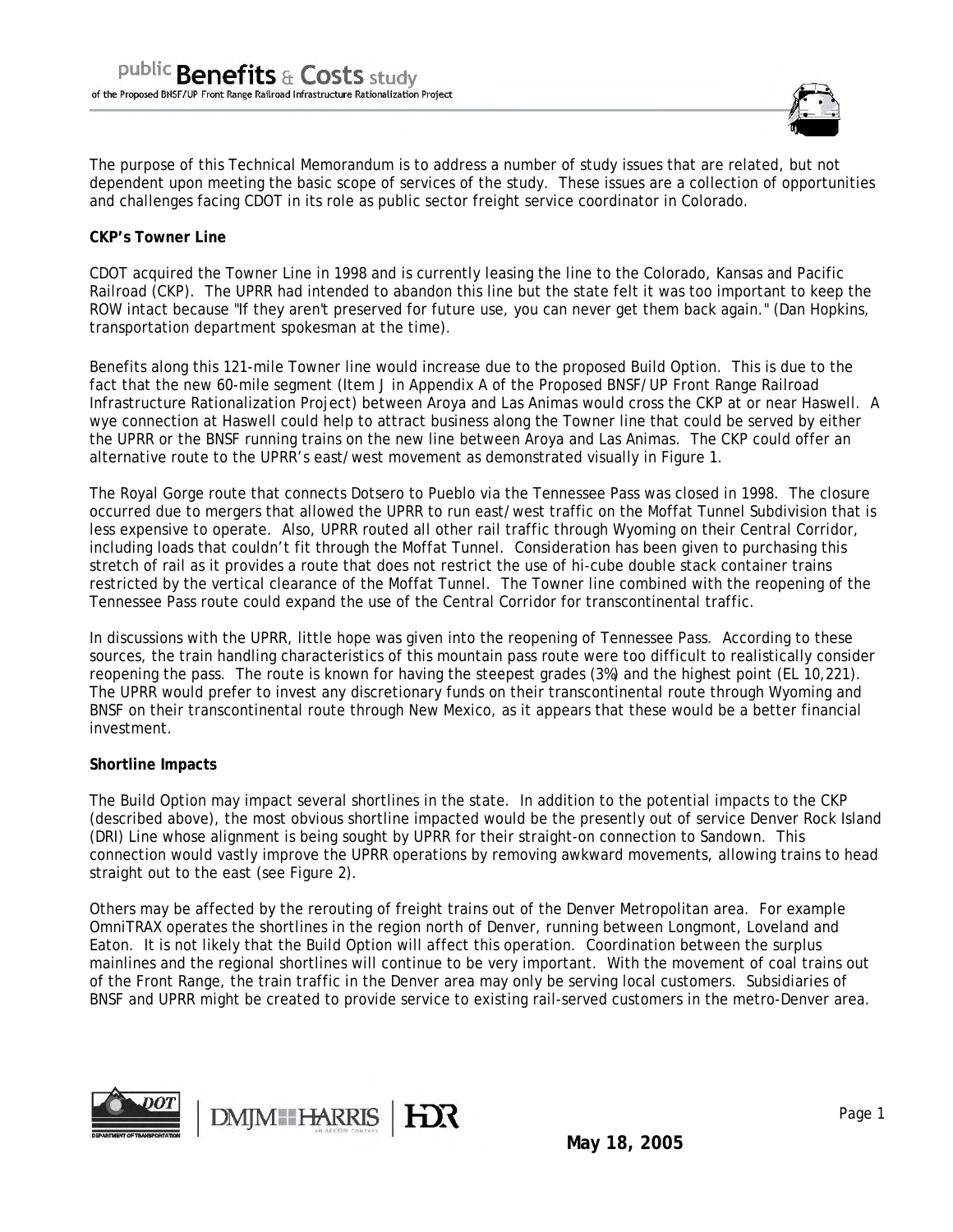The purpose of this Technical Memorandum is to address a number of study issues that are related, but not dependent upon meeting the basic scope of services of the study. These issues are a collection of opportunities and challenges facing CDOT in its role as public sector freight service coordinator in Colorado.

**CKP's Towner Line**

CDOT acquired the Towner Line in 1998 and is currently leasing the line to the Colorado, Kansas and Pacific Railroad (CKP). The UPRR had intended to abandon this line but the state felt it was too important to keep the ROW intact because "If they aren't preserved for future use, you can never get them back again." (Dan Hopkins, transportation department spokesman at the time).

Benefits along this 121-mile Towner line would increase due to the proposed Build Option. This is due to the fact that the new 60-mile segment (Item J in Appendix A of the Proposed BNSF/UP Front Range Railroad Infrastructure Rationalization Project) between Aroya and Las Animas would cross the CKP at or near Haswell. A wye connection at Haswell could help to attract business along the Towner line that could be served by either the UPRR or the BNSF running trains on the new line between Aroya and Las Animas. The CKP could offer an alternative route to the UPRR's east/west movement as demonstrated visually in Figure 1.

The Royal Gorge route that connects Dotsero to Pueblo via the Tennessee Pass was closed in 1998. The closure occurred due to mergers that allowed the UPRR to run east/west traffic on the Moffat Tunnel Subdivision that is less expensive to operate. Also, UPRR routed all other rail traffic through Wyoming on their Central Corridor, including loads that couldn't fit through the Moffat Tunnel. Consideration has been given to purchasing this stretch of rail as it provides a route that does not restrict the use of hi-cube double stack container trains restricted by the vertical clearance of the Moffat Tunnel. The Towner line combined with the reopening of the Tennessee Pass route could expand the use of the Central Corridor for transcontinental traffic.

In discussions with the UPRR, little hope was given into the reopening of Tennessee Pass. According to these sources, the train handling characteristics of this mountain pass route were too difficult to realistically consider reopening the pass. The route is known for having the steepest grades (3%) and the highest point (EL 10,221). The UPRR would prefer to invest any discretionary funds on their transcontinental route through Wyoming and BNSF on their transcontinental route through New Mexico, as it appears that these would be a better financial investment.

**Shortline Impacts**

The Build Option may impact several shortlines in the state. In addition to the potential impacts to the CKP (described above), the most obvious shortline impacted would be the presently out of service Denver Rock Island (DRI) Line whose alignment is being sought by UPRR for their straight-on connection to Sandown. This connection would vastly improve the UPRR operations by removing awkward movements, allowing trains to head straight out to the east (see Figure 2).

Others may be affected by the rerouting of freight trains out of the Denver Metropolitan area. For example OmniTRAX operates the shortlines in the region north of Denver, running between Longmont, Loveland and Eaton. It is not likely that the Build Option will affect this operation. Coordination between the surplus mainlines and the regional shortlines will continue to be very important. With the movement of coal trains out of the Front Range, the train traffic in the Denver area may only be serving local customers. Subsidiaries of BNSF and UPRR might be created to provide service to existing rail-served customers in the metro-Denver area.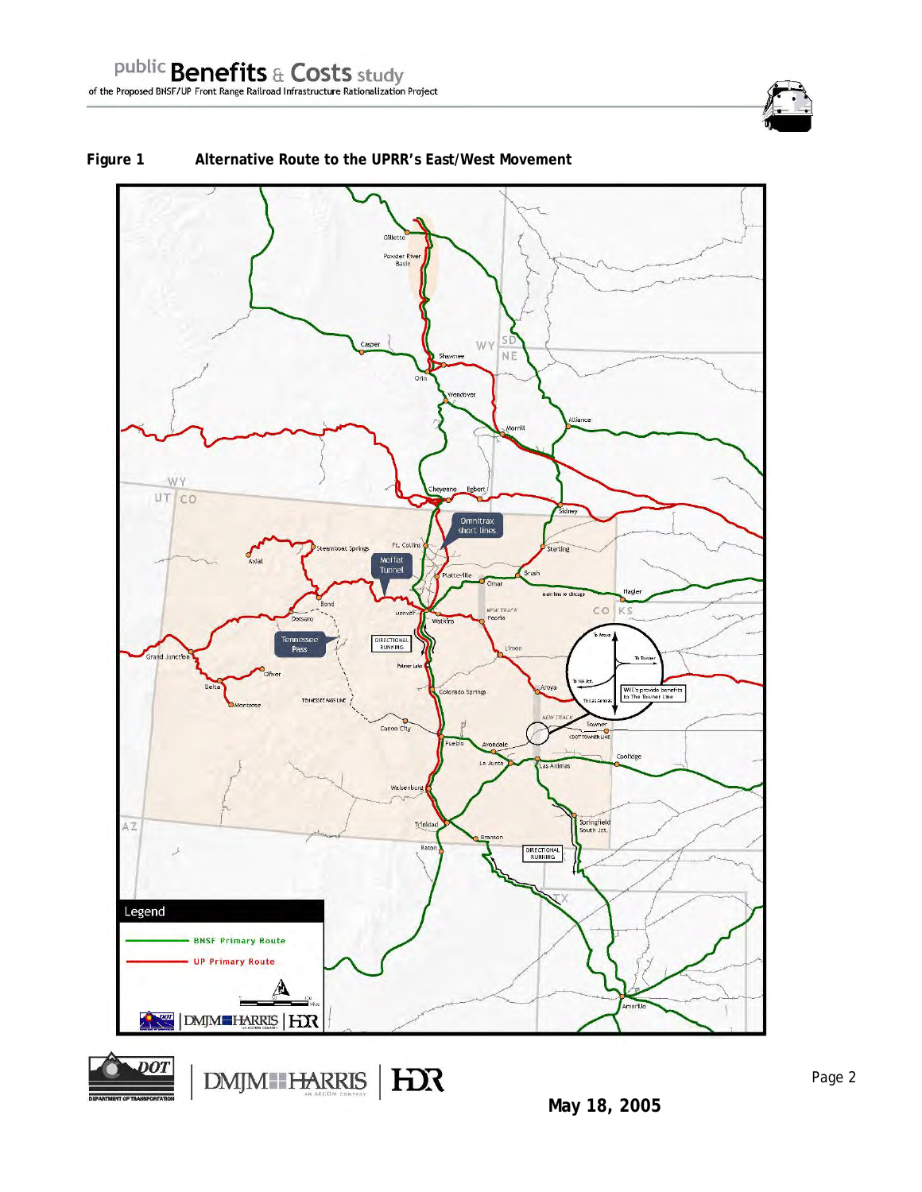**Figure 1 Alternative Route to the UPRR's East/West Movement**

Gillette
Powder River Basin
Casper
Shawnee
Orin
WY
SD
NE
Wendover
Alliance
Morrill
Cheyenne
Egbert
Sidney
WY
UT
CO
Omnitrax short lines
Ft. Collins
Sterling
Steamboat Springs
Axial
Moffat Tunnel
Platteville
Brush
Omar
Main line to Chicago
Hagler
CO
KS
Bond
Denver
Watkins
NEW TRACK
Peoria
Dotsero
Tennessee Pass
DIRECTIONAL RUNNING
Limon
Grand Junction
Palmer Lake
Olivier
Delta
Montrose
TENNESSEE PASS LINE
Colorado Springs
Aroya
To Aroya
To Towner
To NA Jct.
To Las Animas
WYE's provide benefits to The Towner Line
NEW TRACK
Towner
CDOT TOWNER LINE
Canon City
Pueblo
Avondale
La Junta
Las Animas
Coolidge
Walsenburg
Springfield South Jct.
AZ
Trinidad
Branson
Raton
DIRECTIONAL RUNNING
TX
Amarillo

Legend
BNSF Primary Route
UP Primary Route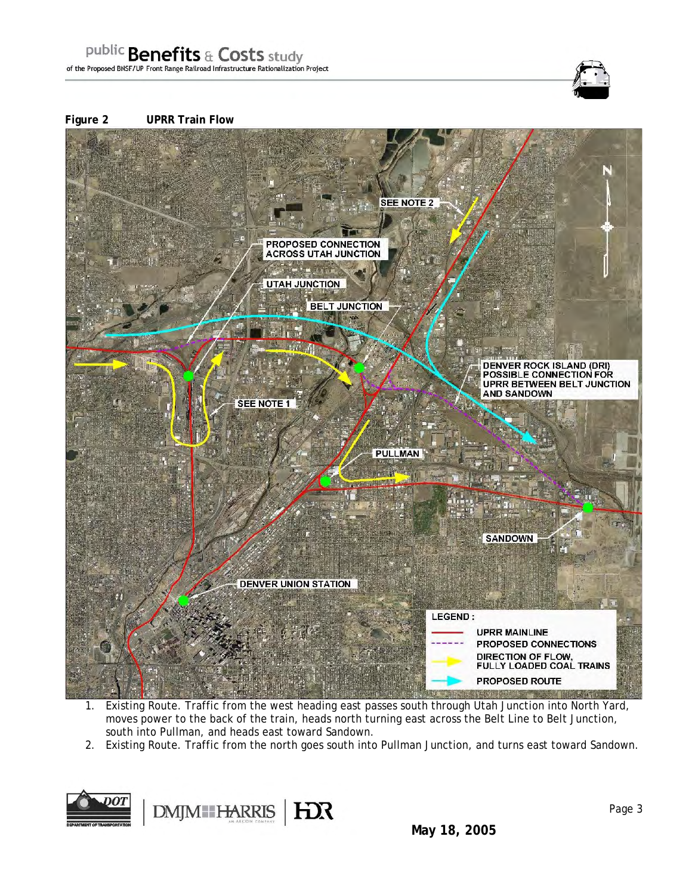**Figure 2 UPRR Train Flow**

SEE NOTE 2

PROPOSED CONNECTION ACROSS UTAH JUNCTION

UTAH JUNCTION

BELT JUNCTION

DENVER ROCK ISLAND (DRI) POSSIBLE CONNECTION FOR UPRR BETWEEN BELT JUNCTION AND SANDOWN

SEE NOTE 1

PULLMAN

SANDOWN

DENVER UNION STATION

LEGEND:

UPRR MAINLINE

PROPOSED CONNECTIONS

DIRECTION OF FLOW, FULLY LOADED COAL TRAINS

PROPOSED ROUTE

1. Existing Route. Traffic from the west heading east passes south through Utah Junction into North Yard, moves power to the back of the train, heads north turning east across the Belt Line to Belt Junction, south into Pullman, and heads east toward Sandown.
2. Existing Route. Traffic from the north goes south into Pullman Junction, and turns east toward Sandown.

May 18, 2005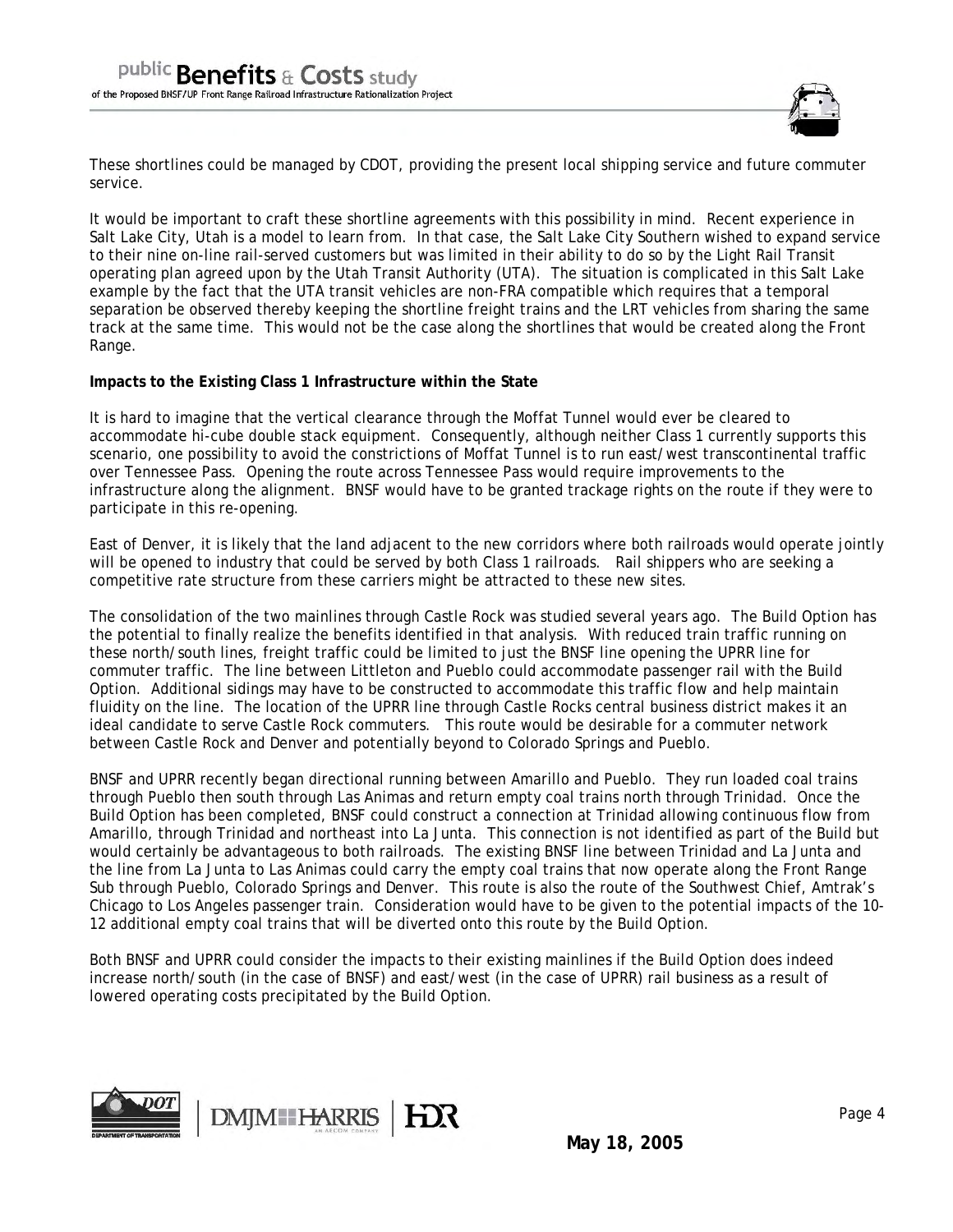These shortlines could be managed by CDOT, providing the present local shipping service and future commuter service.

It would be important to craft these shortline agreements with this possibility in mind. Recent experience in Salt Lake City, Utah is a model to learn from. In that case, the Salt Lake City Southern wished to expand service to their nine on-line rail-served customers but was limited in their ability to do so by the Light Rail Transit operating plan agreed upon by the Utah Transit Authority (UTA). The situation is complicated in this Salt Lake example by the fact that the UTA transit vehicles are non-FRA compatible which requires that a temporal separation be observed thereby keeping the shortline freight trains and the LRT vehicles from sharing the same track at the same time. This would not be the case along the shortlines that would be created along the Front Range.

**Impacts to the Existing Class 1 Infrastructure within the State**

It is hard to imagine that the vertical clearance through the Moffat Tunnel would ever be cleared to accommodate hi-cube double stack equipment. Consequently, although neither Class 1 currently supports this scenario, one possibility to avoid the constrictions of Moffat Tunnel is to run east/west transcontinental traffic over Tennessee Pass. Opening the route across Tennessee Pass would require improvements to the infrastructure along the alignment. BNSF would have to be granted trackage rights on the route if they were to participate in this re-opening.

East of Denver, it is likely that the land adjacent to the new corridors where both railroads would operate jointly will be opened to industry that could be served by both Class 1 railroads. Rail shippers who are seeking a competitive rate structure from these carriers might be attracted to these new sites.

The consolidation of the two mainlines through Castle Rock was studied several years ago. The Build Option has the potential to finally realize the benefits identified in that analysis. With reduced train traffic running on these north/south lines, freight traffic could be limited to just the BNSF line opening the UPRR line for commuter traffic. The line between Littleton and Pueblo could accommodate passenger rail with the Build Option. Additional sidings may have to be constructed to accommodate this traffic flow and help maintain fluidity on the line. The location of the UPRR line through Castle Rocks central business district makes it an ideal candidate to serve Castle Rock commuters. This route would be desirable for a commuter network between Castle Rock and Denver and potentially beyond to Colorado Springs and Pueblo.

BNSF and UPRR recently began directional running between Amarillo and Pueblo. They run loaded coal trains through Pueblo then south through Las Animas and return empty coal trains north through Trinidad. Once the Build Option has been completed, BNSF could construct a connection at Trinidad allowing continuous flow from Amarillo, through Trinidad and northeast into La Junta. This connection is not identified as part of the Build but would certainly be advantageous to both railroads. The existing BNSF line between Trinidad and La Junta and the line from La Junta to Las Animas could carry the empty coal trains that now operate along the Front Range Sub through Pueblo, Colorado Springs and Denver. This route is also the route of the Southwest Chief, Amtrak's Chicago to Los Angeles passenger train. Consideration would have to be given to the potential impacts of the 10-12 additional empty coal trains that will be diverted onto this route by the Build Option.

Both BNSF and UPRR could consider the impacts to their existing mainlines if the Build Option does indeed increase north/south (in the case of BNSF) and east/west (in the case of UPRR) rail business as a result of lowered operating costs precipitated by the Build Option.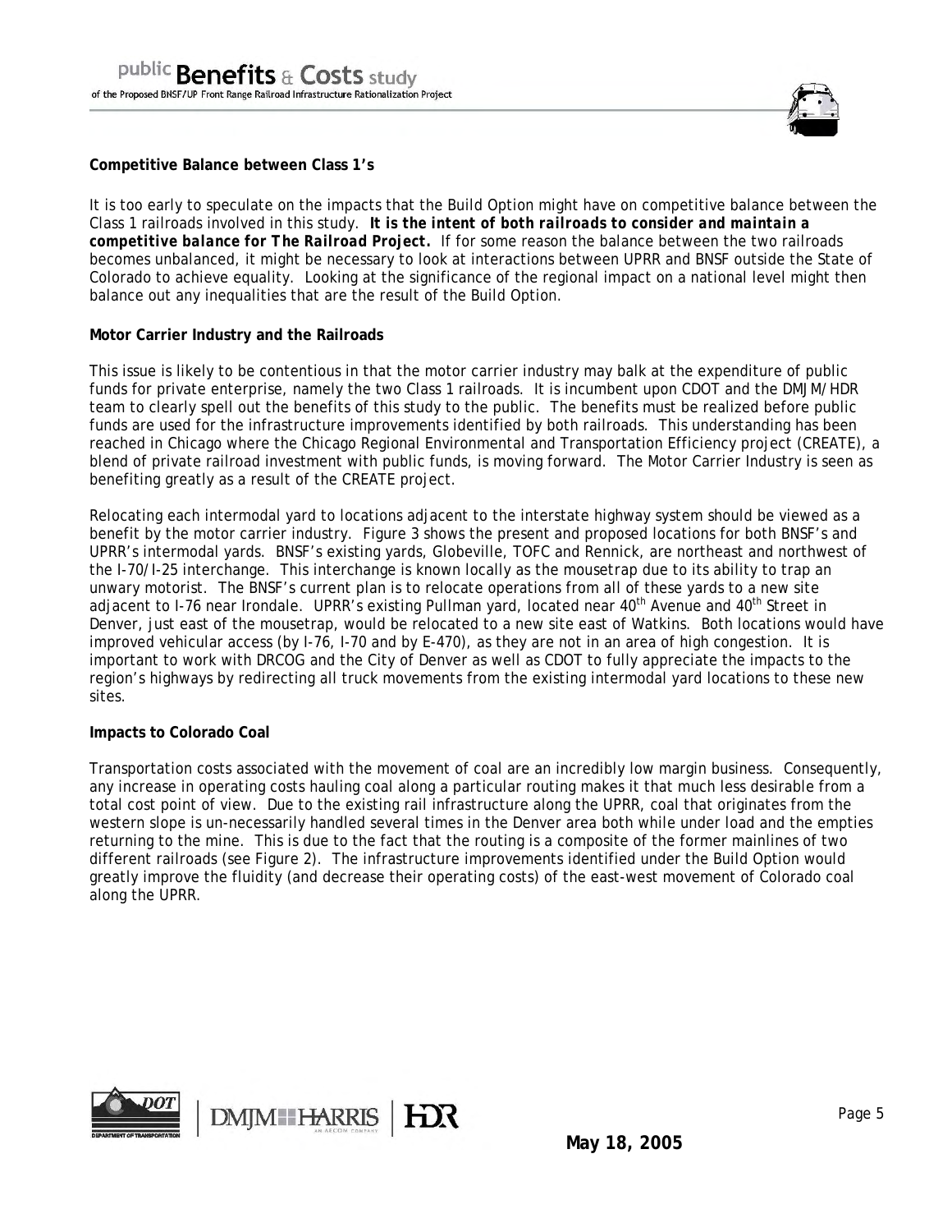**Competitive Balance between Class 1's**

It is too early to speculate on the impacts that the Build Option might have on competitive balance between the Class 1 railroads involved in this study. ***It is the intent of both railroads to consider and maintain a competitive balance for The Railroad Project.*** If for some reason the balance between the two railroads becomes unbalanced, it might be necessary to look at interactions between UPRR and BNSF outside the State of Colorado to achieve equality. Looking at the significance of the regional impact on a national level might then balance out any inequalities that are the result of the Build Option.

**Motor Carrier Industry and the Railroads**

This issue is likely to be contentious in that the motor carrier industry may balk at the expenditure of public funds for private enterprise, namely the two Class 1 railroads. It is incumbent upon CDOT and the DMJM/HDR team to clearly spell out the benefits of this study to the public. The benefits must be realized before public funds are used for the infrastructure improvements identified by both railroads. This understanding has been reached in Chicago where the Chicago Regional Environmental and Transportation Efficiency project (CREATE), a blend of private railroad investment with public funds, is moving forward. The Motor Carrier Industry is seen as benefiting greatly as a result of the CREATE project.

Relocating each intermodal yard to locations adjacent to the interstate highway system should be viewed as a benefit by the motor carrier industry. Figure 3 shows the present and proposed locations for both BNSF's and UPRR's intermodal yards. BNSF's existing yards, Globeville, TOFC and Rennick, are northeast and northwest of the I-70/I-25 interchange. This interchange is known locally as the mousetrap due to its ability to trap an unwary motorist. The BNSF's current plan is to relocate operations from all of these yards to a new site adjacent to I-76 near Irondale. UPRR's existing Pullman yard, located near 40th Avenue and 40th Street in Denver, just east of the mousetrap, would be relocated to a new site east of Watkins. Both locations would have improved vehicular access (by I-76, I-70 and by E-470), as they are not in an area of high congestion. It is important to work with DRCOG and the City of Denver as well as CDOT to fully appreciate the impacts to the region's highways by redirecting all truck movements from the existing intermodal yard locations to these new sites.

**Impacts to Colorado Coal**

Transportation costs associated with the movement of coal are an incredibly low margin business. Consequently, any increase in operating costs hauling coal along a particular routing makes it that much less desirable from a total cost point of view. Due to the existing rail infrastructure along the UPRR, coal that originates from the western slope is un-necessarily handled several times in the Denver area both while under load and the empties returning to the mine. This is due to the fact that the routing is a composite of the former mainlines of two different railroads (see Figure 2). The infrastructure improvements identified under the Build Option would greatly improve the fluidity (and decrease their operating costs) of the east-west movement of Colorado coal along the UPRR.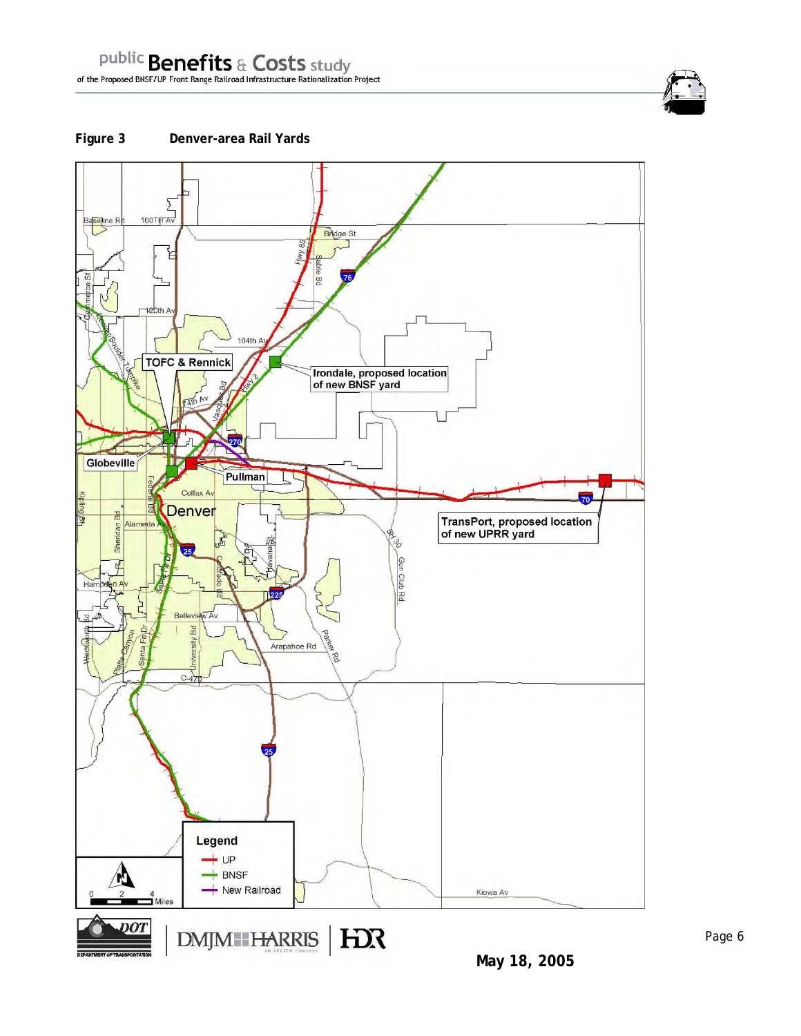**Figure 3 Denver-area Rail Yards**

Baseline Rd
160TH Av
Bridge St
Hwy 85
Sable Bd
76
Commerce St
Denver-Boulder Turnpike
120th Av
104th Av
TOFC & Rennick
Irondale, proposed location of new BNSF yard
Hwy 2
Vasquez Bd
74th Av
270
Globeville
Pullman
Federal Bd
Colfax Av
Kipling St
Denver
70
TransPort, proposed location of new UPRR yard
Sheridan Bd
Alameda Av
SH 30
25
Havana St
Gun Club Rd
Santa Fe Dr
Colorado Bd
Hampden Av
225
Bellevue Av
Wadsworth Bd
Platte Canyon
Santa Fe Dr
University Bd
Arapahoe Rd
Parker Rd
C-470
25
Kiowa Av

Legend
UP
BNSF
New Railroad

0 2 4 Miles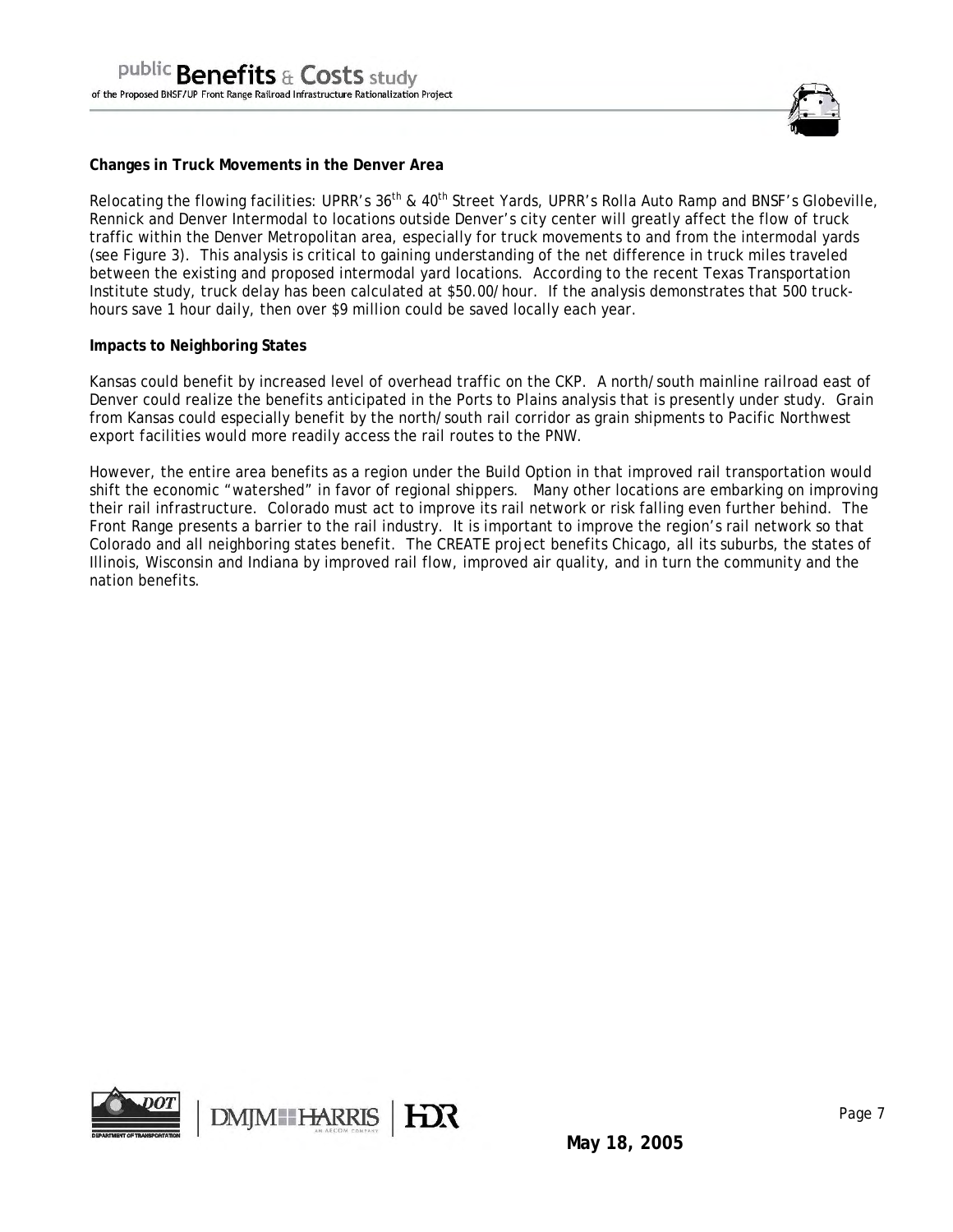**Changes in Truck Movements in the Denver Area**

Relocating the flowing facilities: UPRR's 36th & 40th Street Yards, UPRR's Rolla Auto Ramp and BNSF's Globeville, Rennick and Denver Intermodal to locations outside Denver's city center will greatly affect the flow of truck traffic within the Denver Metropolitan area, especially for truck movements to and from the intermodal yards (see Figure 3). This analysis is critical to gaining understanding of the net difference in truck miles traveled between the existing and proposed intermodal yard locations. According to the recent Texas Transportation Institute study, truck delay has been calculated at $50.00/hour. If the analysis demonstrates that 500 truck-hours save 1 hour daily, then over $9 million could be saved locally each year.

**Impacts to Neighboring States**

Kansas could benefit by increased level of overhead traffic on the CKP. A north/south mainline railroad east of Denver could realize the benefits anticipated in the Ports to Plains analysis that is presently under study. Grain from Kansas could especially benefit by the north/south rail corridor as grain shipments to Pacific Northwest export facilities would more readily access the rail routes to the PNW.

However, the entire area benefits as a region under the Build Option in that improved rail transportation would shift the economic "watershed" in favor of regional shippers. Many other locations are embarking on improving their rail infrastructure. Colorado must act to improve its rail network or risk falling even further behind. The Front Range presents a barrier to the rail industry. It is important to improve the region's rail network so that Colorado and all neighboring states benefit. The CREATE project benefits Chicago, all its suburbs, the states of Illinois, Wisconsin and Indiana by improved rail flow, improved air quality, and in turn the community and the nation benefits.